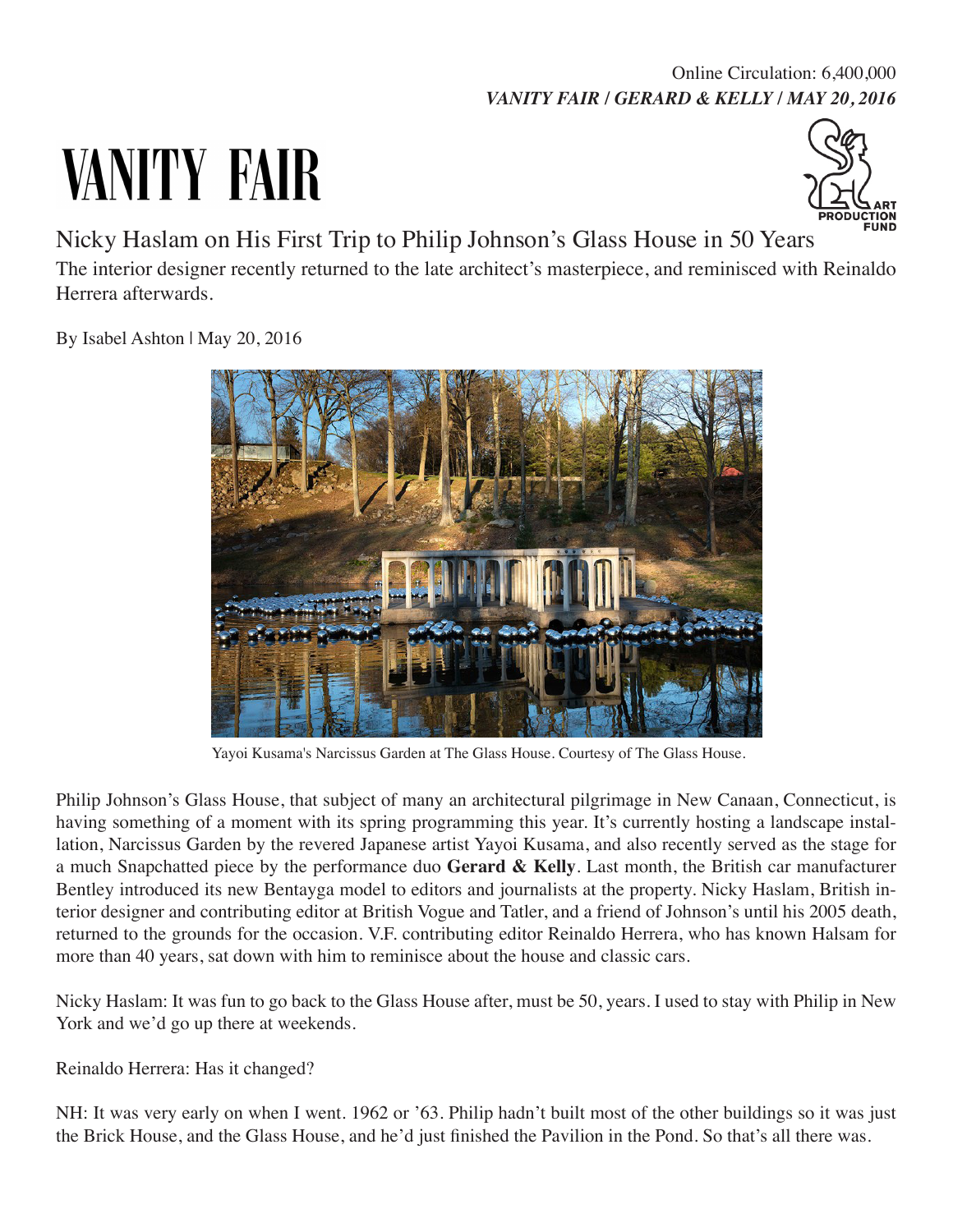Online Circulation: 6,400,000
***VANITY FAIR / GERARD & KELLY / MAY 20, 2016***

# VANITY FAIR

ART PRODUCTION FUND

## Nicky Haslam on His First Trip to Philip Johnson's Glass House in 50 Years

The interior designer recently returned to the late architect's masterpiece, and reminisced with Reinaldo Herrera afterwards.

By Isabel Ashton | May 20, 2016

Yayoi Kusama's Narcissus Garden at The Glass House. Courtesy of The Glass House.

Philip Johnson's Glass House, that subject of many an architectural pilgrimage in New Canaan, Connecticut, is having something of a moment with its spring programming this year. It's currently hosting a landscape installation, Narcissus Garden by the revered Japanese artist Yayoi Kusama, and also recently served as the stage for a much Snapchatted piece by the performance duo **Gerard & Kelly**. Last month, the British car manufacturer Bentley introduced its new Bentayga model to editors and journalists at the property. Nicky Haslam, British interior designer and contributing editor at British Vogue and Tatler, and a friend of Johnson's until his 2005 death, returned to the grounds for the occasion. V.F. contributing editor Reinaldo Herrera, who has known Halsam for more than 40 years, sat down with him to reminisce about the house and classic cars.

Nicky Haslam: It was fun to go back to the Glass House after, must be 50, years. I used to stay with Philip in New York and we'd go up there at weekends.

Reinaldo Herrera: Has it changed?

NH: It was very early on when I went. 1962 or '63. Philip hadn't built most of the other buildings so it was just the Brick House, and the Glass House, and he'd just finished the Pavilion in the Pond. So that's all there was.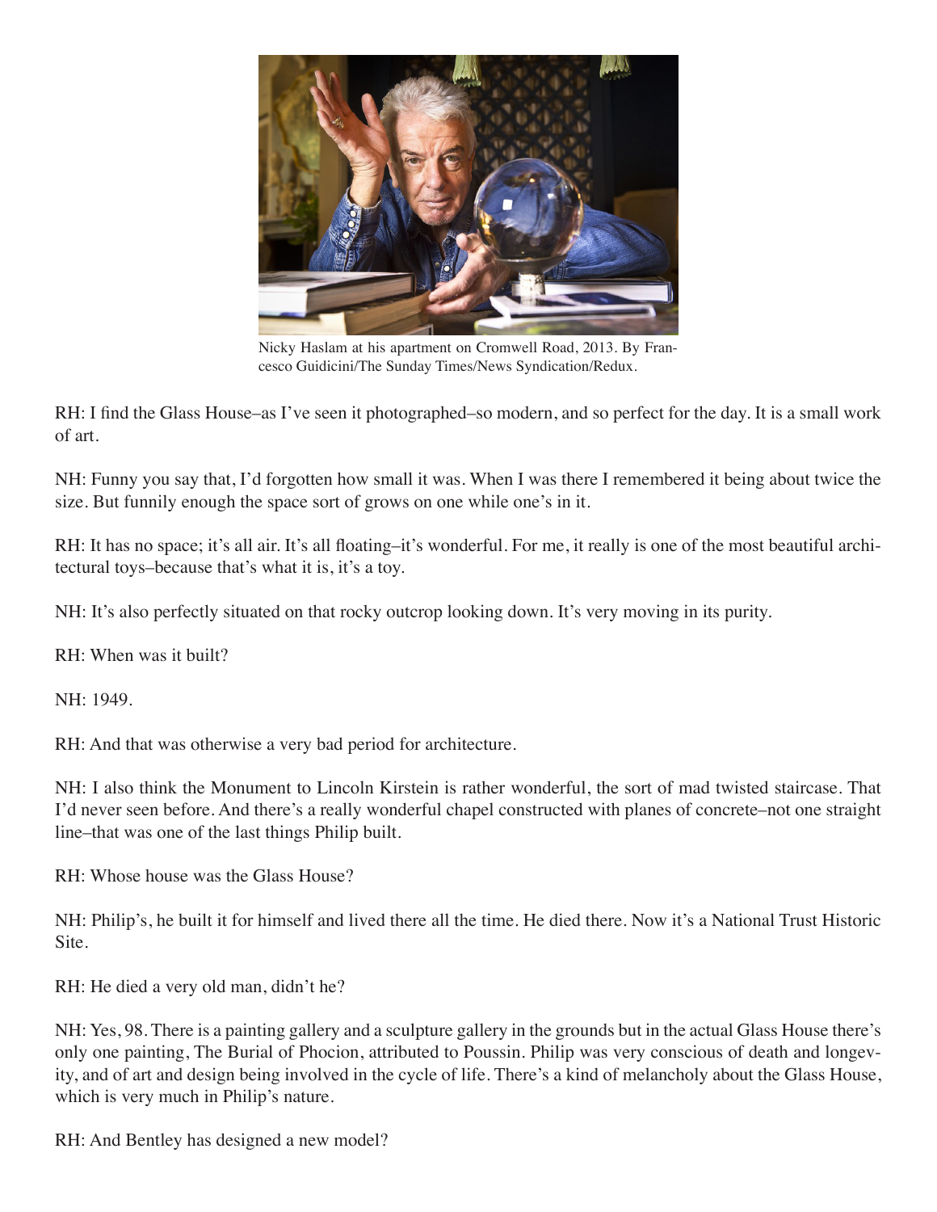Nicky Haslam at his apartment on Cromwell Road, 2013. By Francesco Guidicini/The Sunday Times/News Syndication/Redux.

RH: I find the Glass House–as I've seen it photographed–so modern, and so perfect for the day. It is a small work of art.

NH: Funny you say that, I'd forgotten how small it was. When I was there I remembered it being about twice the size. But funnily enough the space sort of grows on one while one's in it.

RH: It has no space; it's all air. It's all floating–it's wonderful. For me, it really is one of the most beautiful architectural toys–because that's what it is, it's a toy.

NH: It's also perfectly situated on that rocky outcrop looking down. It's very moving in its purity.

RH: When was it built?

NH: 1949.

RH: And that was otherwise a very bad period for architecture.

NH: I also think the Monument to Lincoln Kirstein is rather wonderful, the sort of mad twisted staircase. That I'd never seen before. And there's a really wonderful chapel constructed with planes of concrete–not one straight line–that was one of the last things Philip built.

RH: Whose house was the Glass House?

NH: Philip's, he built it for himself and lived there all the time. He died there. Now it's a National Trust Historic Site.

RH: He died a very old man, didn't he?

NH: Yes, 98. There is a painting gallery and a sculpture gallery in the grounds but in the actual Glass House there's only one painting, The Burial of Phocion, attributed to Poussin. Philip was very conscious of death and longevity, and of art and design being involved in the cycle of life. There's a kind of melancholy about the Glass House, which is very much in Philip's nature.

RH: And Bentley has designed a new model?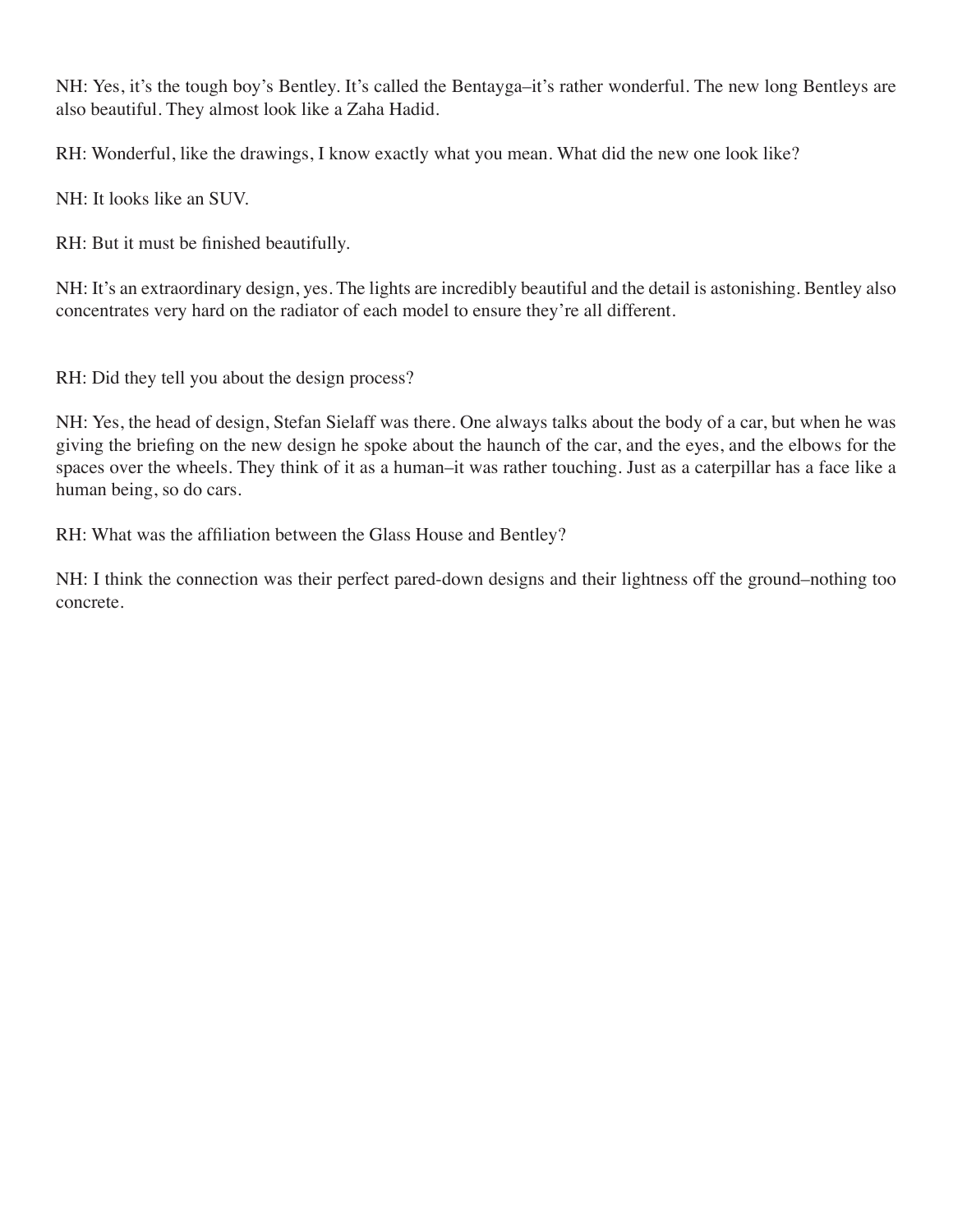NH: Yes, it's the tough boy's Bentley. It's called the Bentayga–it's rather wonderful. The new long Bentleys are also beautiful. They almost look like a Zaha Hadid.

RH: Wonderful, like the drawings, I know exactly what you mean. What did the new one look like?

NH: It looks like an SUV.

RH: But it must be finished beautifully.

NH: It's an extraordinary design, yes. The lights are incredibly beautiful and the detail is astonishing. Bentley also concentrates very hard on the radiator of each model to ensure they're all different.

RH: Did they tell you about the design process?

NH: Yes, the head of design, Stefan Sielaff was there. One always talks about the body of a car, but when he was giving the briefing on the new design he spoke about the haunch of the car, and the eyes, and the elbows for the spaces over the wheels. They think of it as a human–it was rather touching. Just as a caterpillar has a face like a human being, so do cars.

RH: What was the affiliation between the Glass House and Bentley?

NH: I think the connection was their perfect pared-down designs and their lightness off the ground–nothing too concrete.